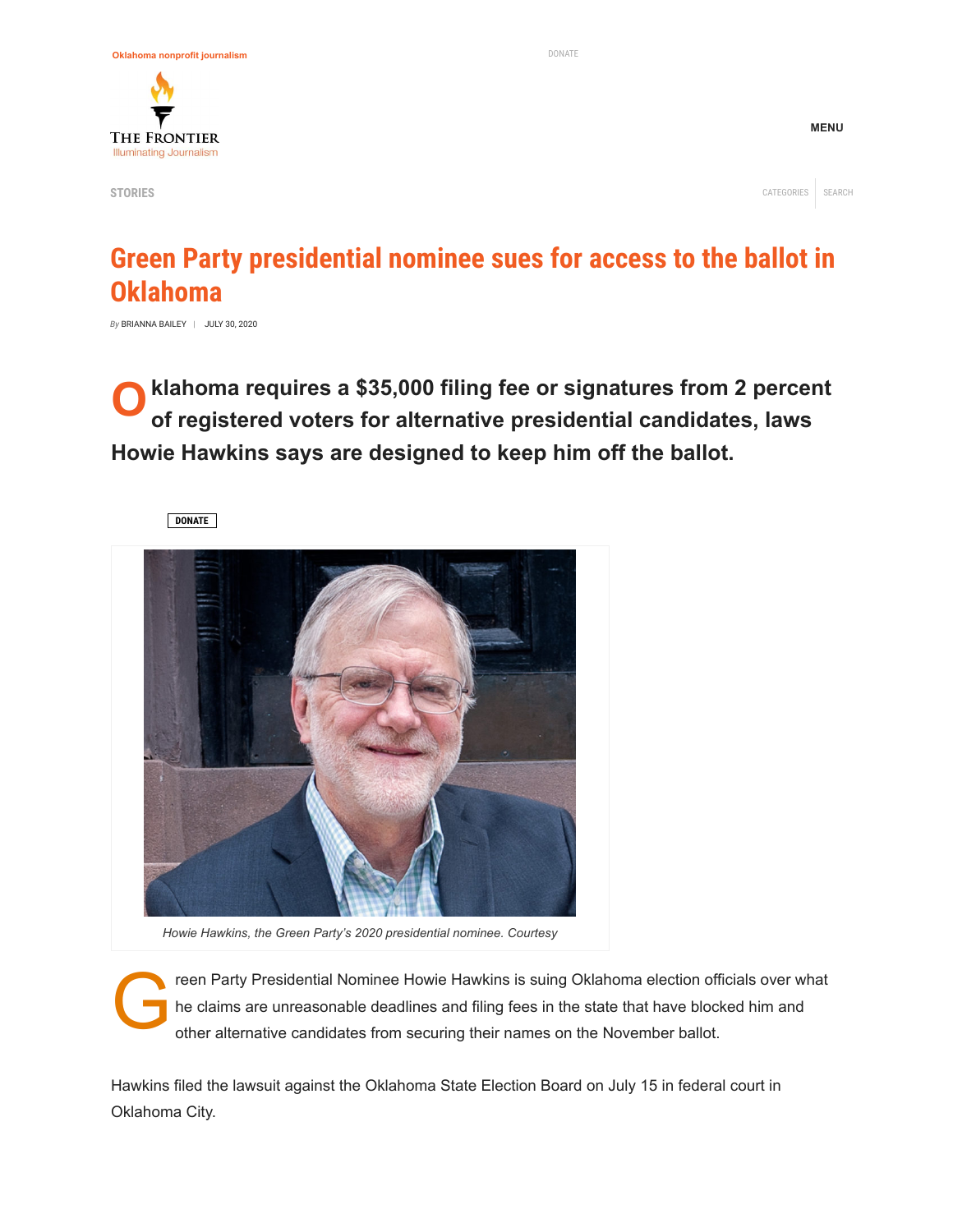# Green Party presidential nominee sues for access to the ballot in Oklahoma

*By* BRIANNA BAILEY | JULY 30, 2020

**Oklahoma requires a $35,000 filing fee or signatures from 2 percent of registered voters for alternative presidential candidates, laws Howie Hawkins says are designed to keep him off the ballot.**

*Howie Hawkins, the Green Party's 2020 presidential nominee. Courtesy*

Green Party Presidential Nominee Howie Hawkins is suing Oklahoma election officials over what he claims are unreasonable deadlines and filing fees in the state that have blocked him and other alternative candidates from securing their names on the November ballot.

Hawkins filed the lawsuit against the Oklahoma State Election Board on July 15 in federal court in Oklahoma City.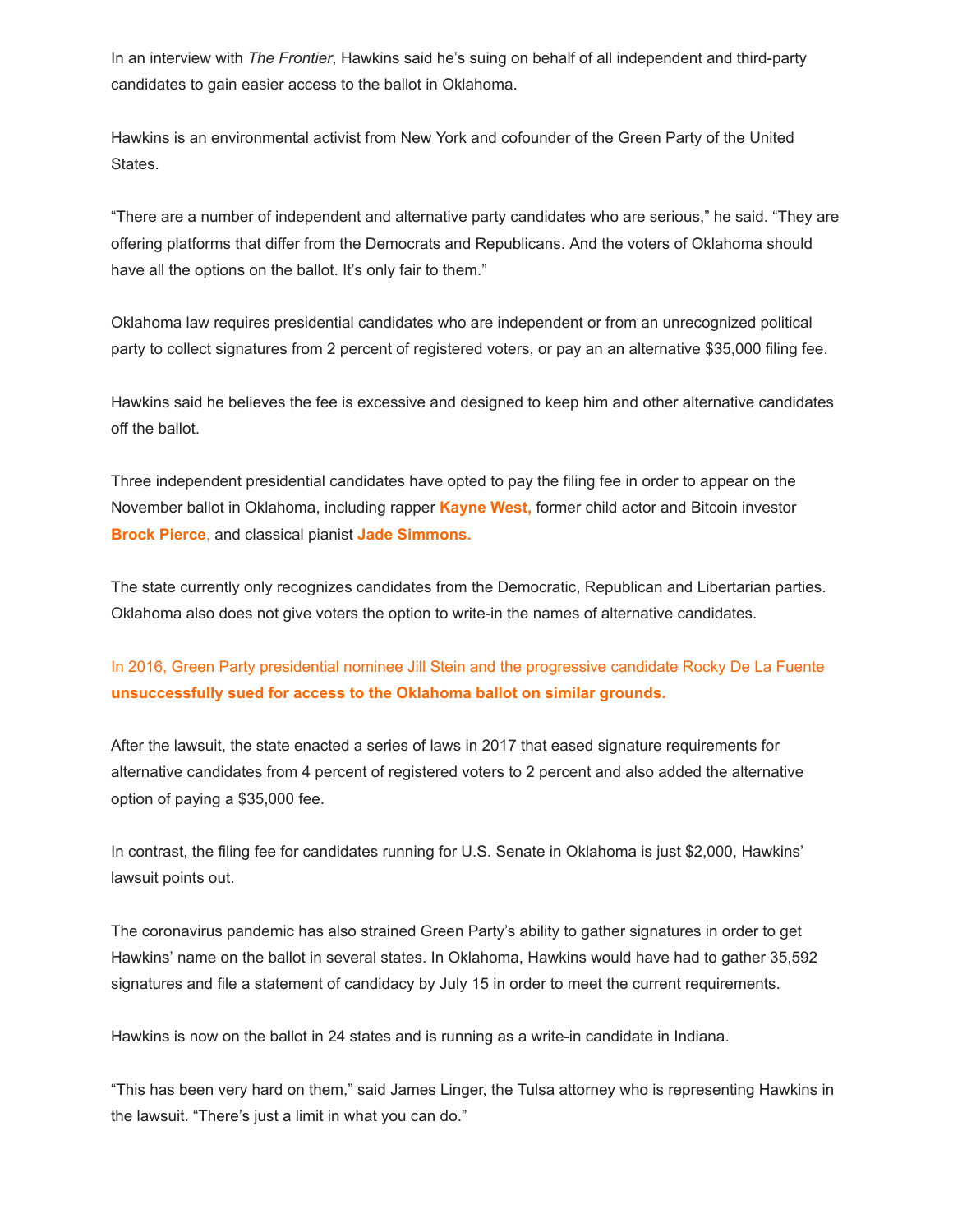In an interview with *The Frontier*, Hawkins said he's suing on behalf of all independent and third-party candidates to gain easier access to the ballot in Oklahoma.

Hawkins is an environmental activist from New York and cofounder of the Green Party of the United States.

"There are a number of independent and alternative party candidates who are serious," he said. "They are offering platforms that differ from the Democrats and Republicans. And the voters of Oklahoma should have all the options on the ballot. It's only fair to them."

Oklahoma law requires presidential candidates who are independent or from an unrecognized political party to collect signatures from 2 percent of registered voters, or pay an an alternative $35,000 filing fee.

Hawkins said he believes the fee is excessive and designed to keep him and other alternative candidates off the ballot.

Three independent presidential candidates have opted to pay the filing fee in order to appear on the November ballot in Oklahoma, including rapper **Kayne West,** former child actor and Bitcoin investor **Brock Pierce,** and classical pianist **Jade Simmons.**

The state currently only recognizes candidates from the Democratic, Republican and Libertarian parties. Oklahoma also does not give voters the option to write-in the names of alternative candidates.

In 2016, Green Party presidential nominee Jill Stein and the progressive candidate Rocky De La Fuente **unsuccessfully sued for access to the Oklahoma ballot on similar grounds.**

After the lawsuit, the state enacted a series of laws in 2017 that eased signature requirements for alternative candidates from 4 percent of registered voters to 2 percent and also added the alternative option of paying a $35,000 fee.

In contrast, the filing fee for candidates running for U.S. Senate in Oklahoma is just $2,000, Hawkins' lawsuit points out.

The coronavirus pandemic has also strained Green Party's ability to gather signatures in order to get Hawkins' name on the ballot in several states. In Oklahoma, Hawkins would have had to gather 35,592 signatures and file a statement of candidacy by July 15 in order to meet the current requirements.

Hawkins is now on the ballot in 24 states and is running as a write-in candidate in Indiana.

"This has been very hard on them," said James Linger, the Tulsa attorney who is representing Hawkins in the lawsuit. "There's just a limit in what you can do."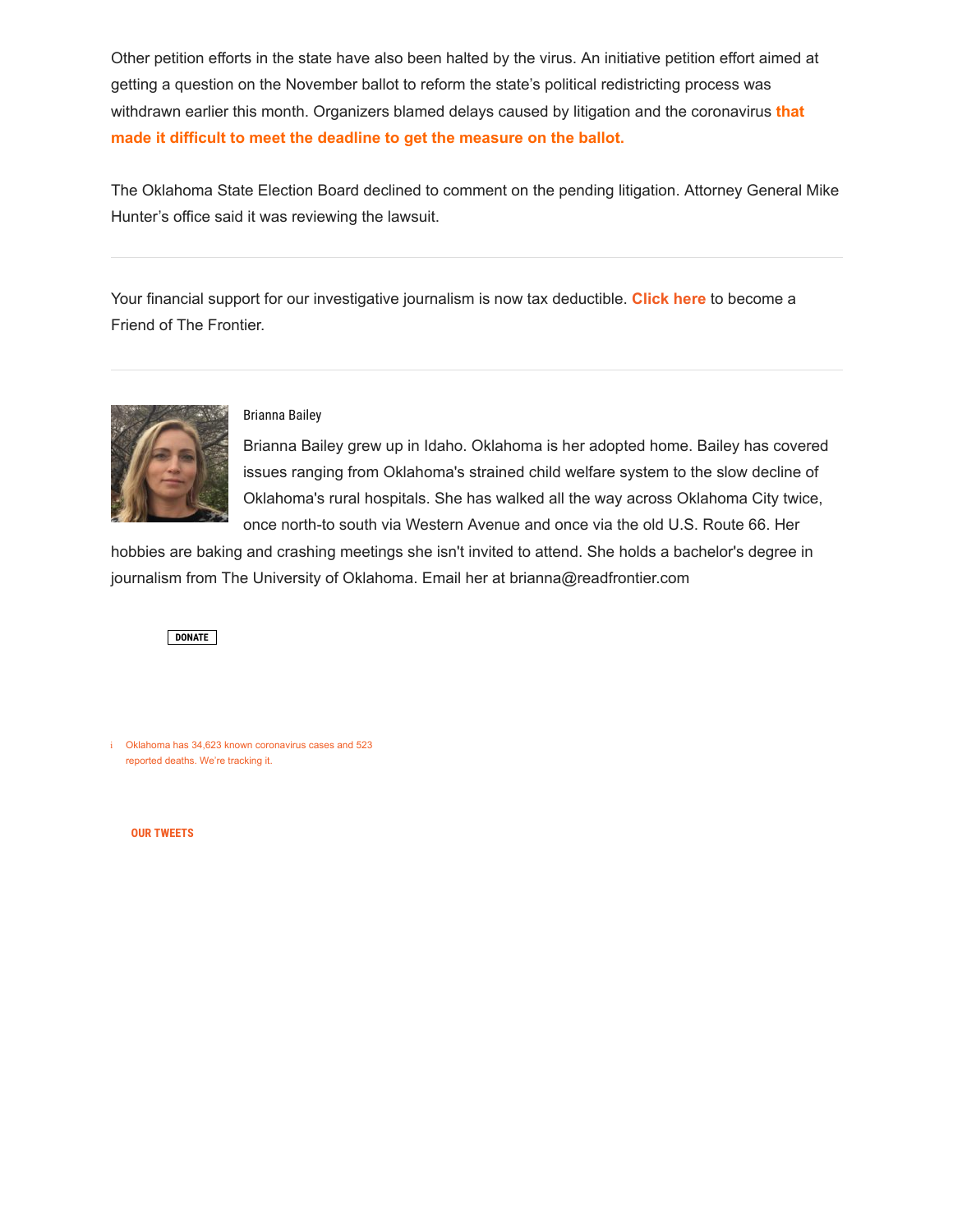Other petition efforts in the state have also been halted by the virus. An initiative petition effort aimed at getting a question on the November ballot to reform the state's political redistricting process was withdrawn earlier this month. Organizers blamed delays caused by litigation and the coronavirus **that made it difficult to meet the deadline to get the measure on the ballot.**

The Oklahoma State Election Board declined to comment on the pending litigation. Attorney General Mike Hunter's office said it was reviewing the lawsuit.

---

Your financial support for our investigative journalism is now tax deductible. **Click here** to become a Friend of The Frontier.

---

Brianna Bailey

Brianna Bailey grew up in Idaho. Oklahoma is her adopted home. Bailey has covered issues ranging from Oklahoma's strained child welfare system to the slow decline of Oklahoma's rural hospitals. She has walked all the way across Oklahoma City twice, once north-to south via Western Avenue and once via the old U.S. Route 66. Her hobbies are baking and crashing meetings she isn't invited to attend. She holds a bachelor's degree in journalism from The University of Oklahoma. Email her at brianna@readfrontier.com

DONATE

Oklahoma has 34,623 known coronavirus cases and 523 reported deaths. We're tracking it.

OUR TWEETS